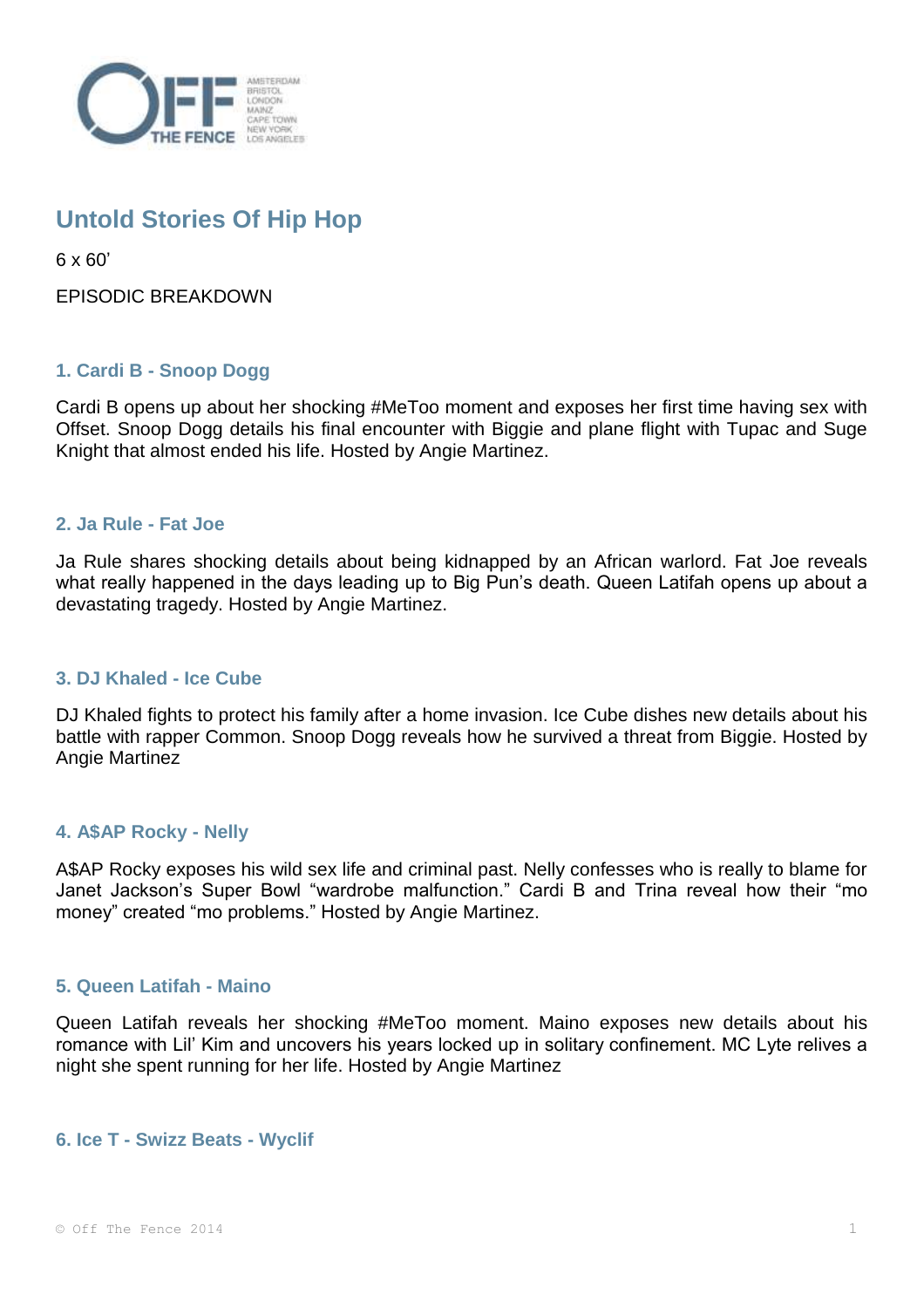# Untold Stories Of Hip Hop

6 x 60'

EPISODIC BREAKDOWN

### 1. Cardi B - Snoop Dogg

Cardi B opens up about her shocking #MeToo moment and exposes her first time having sex with Offset. Snoop Dogg details his final encounter with Biggie and plane flight with Tupac and Suge Knight that almost ended his life. Hosted by Angie Martinez.

### 2. Ja Rule - Fat Joe

Ja Rule shares shocking details about being kidnapped by an African warlord. Fat Joe reveals what really happened in the days leading up to Big Pun's death. Queen Latifah opens up about a devastating tragedy. Hosted by Angie Martinez.

### 3. DJ Khaled - Ice Cube

DJ Khaled fights to protect his family after a home invasion. Ice Cube dishes new details about his battle with rapper Common. Snoop Dogg reveals how he survived a threat from Biggie. Hosted by Angie Martinez

### 4. A$AP Rocky - Nelly

A$AP Rocky exposes his wild sex life and criminal past. Nelly confesses who is really to blame for Janet Jackson's Super Bowl "wardrobe malfunction." Cardi B and Trina reveal how their "mo money" created "mo problems." Hosted by Angie Martinez.

### 5. Queen Latifah - Maino

Queen Latifah reveals her shocking #MeToo moment. Maino exposes new details about his romance with Lil' Kim and uncovers his years locked up in solitary confinement. MC Lyte relives a night she spent running for her life. Hosted by Angie Martinez

### 6. Ice T - Swizz Beats - Wyclif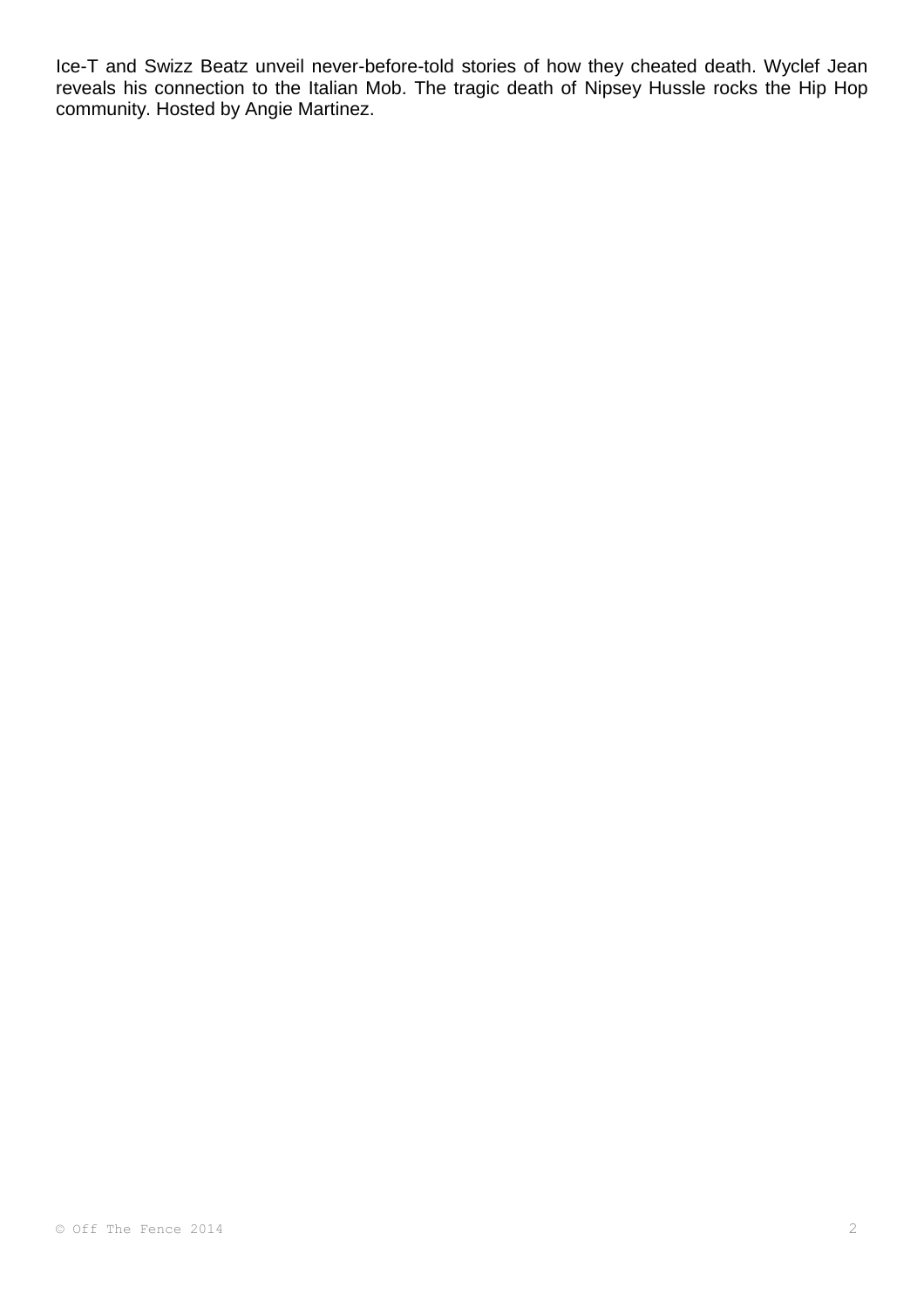Ice-T and Swizz Beatz unveil never-before-told stories of how they cheated death. Wyclef Jean reveals his connection to the Italian Mob. The tragic death of Nipsey Hussle rocks the Hip Hop community. Hosted by Angie Martinez.